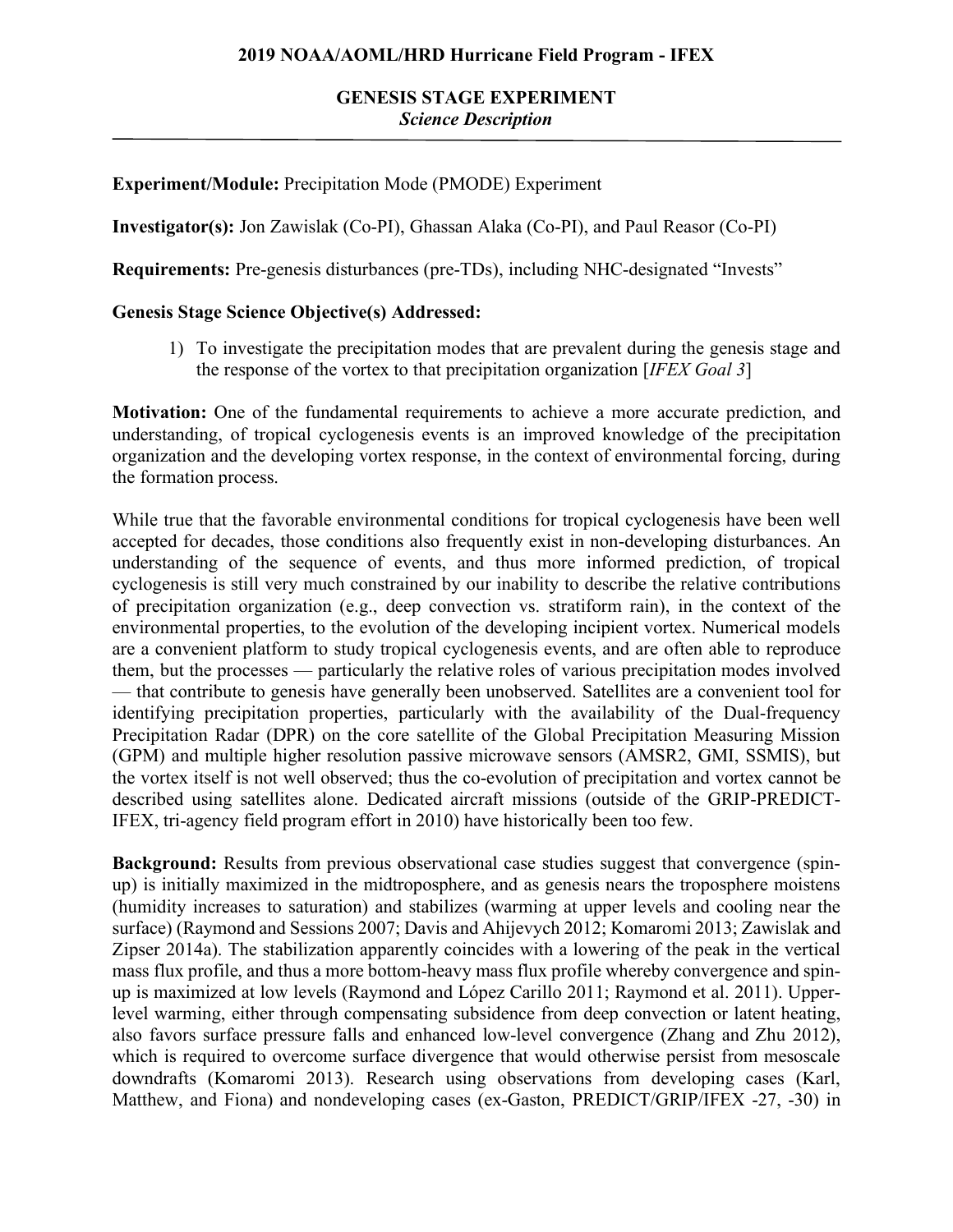# 2019 NOAA/AOML/HRD Hurricane Field Program - IFEX

## GENESIS STAGE EXPERIMENT
*Science Description*

---

**Experiment/Module:** Precipitation Mode (PMODE) Experiment

**Investigator(s):** Jon Zawislak (Co-PI), Ghassan Alaka (Co-PI), and Paul Reasor (Co-PI)

**Requirements:** Pre-genesis disturbances (pre-TDs), including NHC-designated "Invests"

**Genesis Stage Science Objective(s) Addressed:**

1) To investigate the precipitation modes that are prevalent during the genesis stage and the response of the vortex to that precipitation organization [*IFEX Goal 3*]

**Motivation:** One of the fundamental requirements to achieve a more accurate prediction, and understanding, of tropical cyclogenesis events is an improved knowledge of the precipitation organization and the developing vortex response, in the context of environmental forcing, during the formation process.

While true that the favorable environmental conditions for tropical cyclogenesis have been well accepted for decades, those conditions also frequently exist in non-developing disturbances. An understanding of the sequence of events, and thus more informed prediction, of tropical cyclogenesis is still very much constrained by our inability to describe the relative contributions of precipitation organization (e.g., deep convection vs. stratiform rain), in the context of the environmental properties, to the evolution of the developing incipient vortex. Numerical models are a convenient platform to study tropical cyclogenesis events, and are often able to reproduce them, but the processes — particularly the relative roles of various precipitation modes involved — that contribute to genesis have generally been unobserved. Satellites are a convenient tool for identifying precipitation properties, particularly with the availability of the Dual-frequency Precipitation Radar (DPR) on the core satellite of the Global Precipitation Measuring Mission (GPM) and multiple higher resolution passive microwave sensors (AMSR2, GMI, SSMIS), but the vortex itself is not well observed; thus the co-evolution of precipitation and vortex cannot be described using satellites alone. Dedicated aircraft missions (outside of the GRIP-PREDICT-IFEX, tri-agency field program effort in 2010) have historically been too few.

**Background:** Results from previous observational case studies suggest that convergence (spin-up) is initially maximized in the midtroposphere, and as genesis nears the troposphere moistens (humidity increases to saturation) and stabilizes (warming at upper levels and cooling near the surface) (Raymond and Sessions 2007; Davis and Ahijevych 2012; Komaromi 2013; Zawislak and Zipser 2014a). The stabilization apparently coincides with a lowering of the peak in the vertical mass flux profile, and thus a more bottom-heavy mass flux profile whereby convergence and spin-up is maximized at low levels (Raymond and López Carillo 2011; Raymond et al. 2011). Upper-level warming, either through compensating subsidence from deep convection or latent heating, also favors surface pressure falls and enhanced low-level convergence (Zhang and Zhu 2012), which is required to overcome surface divergence that would otherwise persist from mesoscale downdrafts (Komaromi 2013). Research using observations from developing cases (Karl, Matthew, and Fiona) and nondeveloping cases (ex-Gaston, PREDICT/GRIP/IFEX -27, -30) in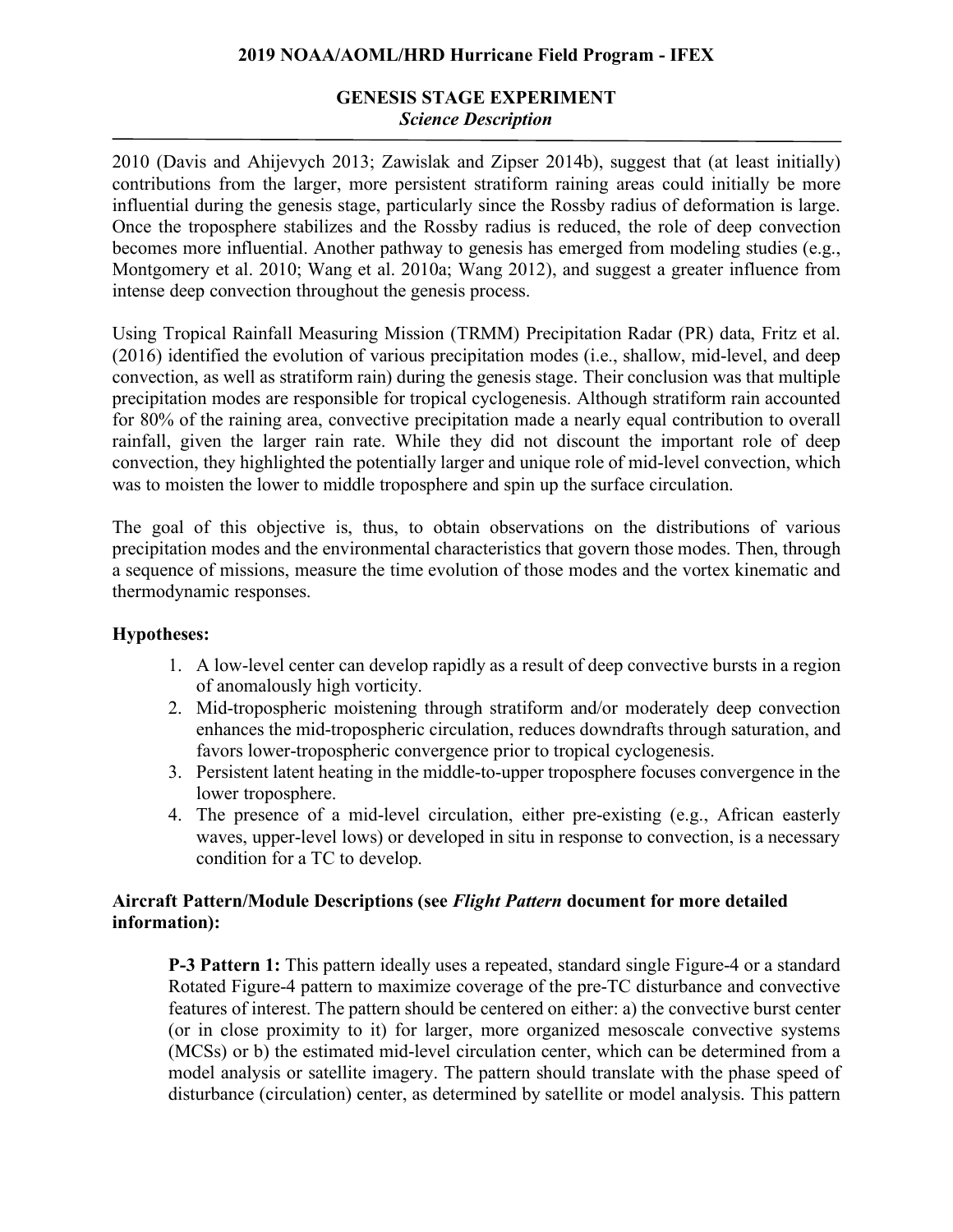2010 (Davis and Ahijevych 2013; Zawislak and Zipser 2014b), suggest that (at least initially) contributions from the larger, more persistent stratiform raining areas could initially be more influential during the genesis stage, particularly since the Rossby radius of deformation is large. Once the troposphere stabilizes and the Rossby radius is reduced, the role of deep convection becomes more influential. Another pathway to genesis has emerged from modeling studies (e.g., Montgomery et al. 2010; Wang et al. 2010a; Wang 2012), and suggest a greater influence from intense deep convection throughout the genesis process.

Using Tropical Rainfall Measuring Mission (TRMM) Precipitation Radar (PR) data, Fritz et al. (2016) identified the evolution of various precipitation modes (i.e., shallow, mid-level, and deep convection, as well as stratiform rain) during the genesis stage. Their conclusion was that multiple precipitation modes are responsible for tropical cyclogenesis. Although stratiform rain accounted for 80% of the raining area, convective precipitation made a nearly equal contribution to overall rainfall, given the larger rain rate. While they did not discount the important role of deep convection, they highlighted the potentially larger and unique role of mid-level convection, which was to moisten the lower to middle troposphere and spin up the surface circulation.

The goal of this objective is, thus, to obtain observations on the distributions of various precipitation modes and the environmental characteristics that govern those modes. Then, through a sequence of missions, measure the time evolution of those modes and the vortex kinematic and thermodynamic responses.

### Hypotheses:

1. A low-level center can develop rapidly as a result of deep convective bursts in a region of anomalously high vorticity.
2. Mid-tropospheric moistening through stratiform and/or moderately deep convection enhances the mid-tropospheric circulation, reduces downdrafts through saturation, and favors lower-tropospheric convergence prior to tropical cyclogenesis.
3. Persistent latent heating in the middle-to-upper troposphere focuses convergence in the lower troposphere.
4. The presence of a mid-level circulation, either pre-existing (e.g., African easterly waves, upper-level lows) or developed in situ in response to convection, is a necessary condition for a TC to develop.

### Aircraft Pattern/Module Descriptions (see *Flight Pattern* document for more detailed information):

**P-3 Pattern 1:** This pattern ideally uses a repeated, standard single Figure-4 or a standard Rotated Figure-4 pattern to maximize coverage of the pre-TC disturbance and convective features of interest. The pattern should be centered on either: a) the convective burst center (or in close proximity to it) for larger, more organized mesoscale convective systems (MCSs) or b) the estimated mid-level circulation center, which can be determined from a model analysis or satellite imagery. The pattern should translate with the phase speed of disturbance (circulation) center, as determined by satellite or model analysis. This pattern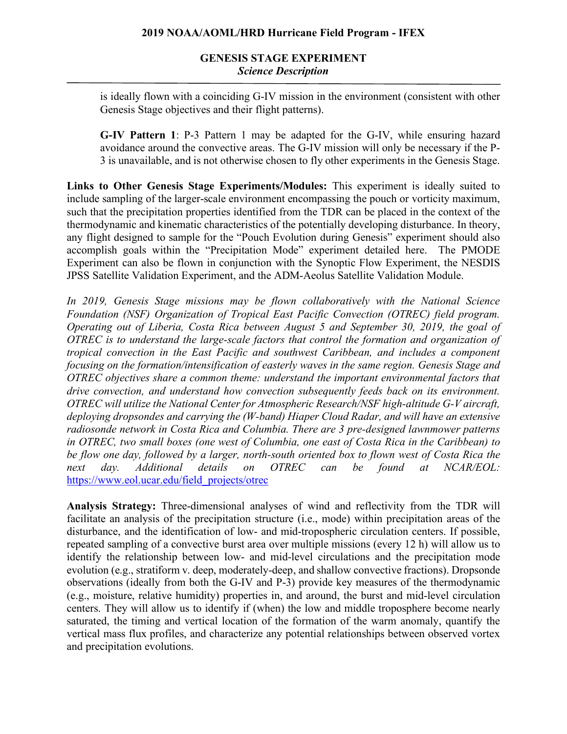is ideally flown with a coinciding G-IV mission in the environment (consistent with other Genesis Stage objectives and their flight patterns).

**G-IV Pattern 1**: P-3 Pattern 1 may be adapted for the G-IV, while ensuring hazard avoidance around the convective areas. The G-IV mission will only be necessary if the P-3 is unavailable, and is not otherwise chosen to fly other experiments in the Genesis Stage.

**Links to Other Genesis Stage Experiments/Modules:** This experiment is ideally suited to include sampling of the larger-scale environment encompassing the pouch or vorticity maximum, such that the precipitation properties identified from the TDR can be placed in the context of the thermodynamic and kinematic characteristics of the potentially developing disturbance. In theory, any flight designed to sample for the "Pouch Evolution during Genesis" experiment should also accomplish goals within the "Precipitation Mode" experiment detailed here. The PMODE Experiment can also be flown in conjunction with the Synoptic Flow Experiment, the NESDIS JPSS Satellite Validation Experiment, and the ADM-Aeolus Satellite Validation Module.

*In 2019, Genesis Stage missions may be flown collaboratively with the National Science Foundation (NSF) Organization of Tropical East Pacific Convection (OTREC) field program. Operating out of Liberia, Costa Rica between August 5 and September 30, 2019, the goal of OTREC is to understand the large-scale factors that control the formation and organization of tropical convection in the East Pacific and southwest Caribbean, and includes a component focusing on the formation/intensification of easterly waves in the same region. Genesis Stage and OTREC objectives share a common theme: understand the important environmental factors that drive convection, and understand how convection subsequently feeds back on its environment. OTREC will utilize the National Center for Atmospheric Research/NSF high-altitude G-V aircraft, deploying dropsondes and carrying the (W-band) Hiaper Cloud Radar, and will have an extensive radiosonde network in Costa Rica and Columbia. There are 3 pre-designed lawnmower patterns in OTREC, two small boxes (one west of Columbia, one east of Costa Rica in the Caribbean) to be flow one day, followed by a larger, north-south oriented box to flown west of Costa Rica the next day. Additional details on OTREC can be found at NCAR/EOL:* https://www.eol.ucar.edu/field_projects/otrec

**Analysis Strategy:** Three-dimensional analyses of wind and reflectivity from the TDR will facilitate an analysis of the precipitation structure (i.e., mode) within precipitation areas of the disturbance, and the identification of low- and mid-tropospheric circulation centers. If possible, repeated sampling of a convective burst area over multiple missions (every 12 h) will allow us to identify the relationship between low- and mid-level circulations and the precipitation mode evolution (e.g., stratiform v. deep, moderately-deep, and shallow convective fractions). Dropsonde observations (ideally from both the G-IV and P-3) provide key measures of the thermodynamic (e.g., moisture, relative humidity) properties in, and around, the burst and mid-level circulation centers. They will allow us to identify if (when) the low and middle troposphere become nearly saturated, the timing and vertical location of the formation of the warm anomaly, quantify the vertical mass flux profiles, and characterize any potential relationships between observed vortex and precipitation evolutions.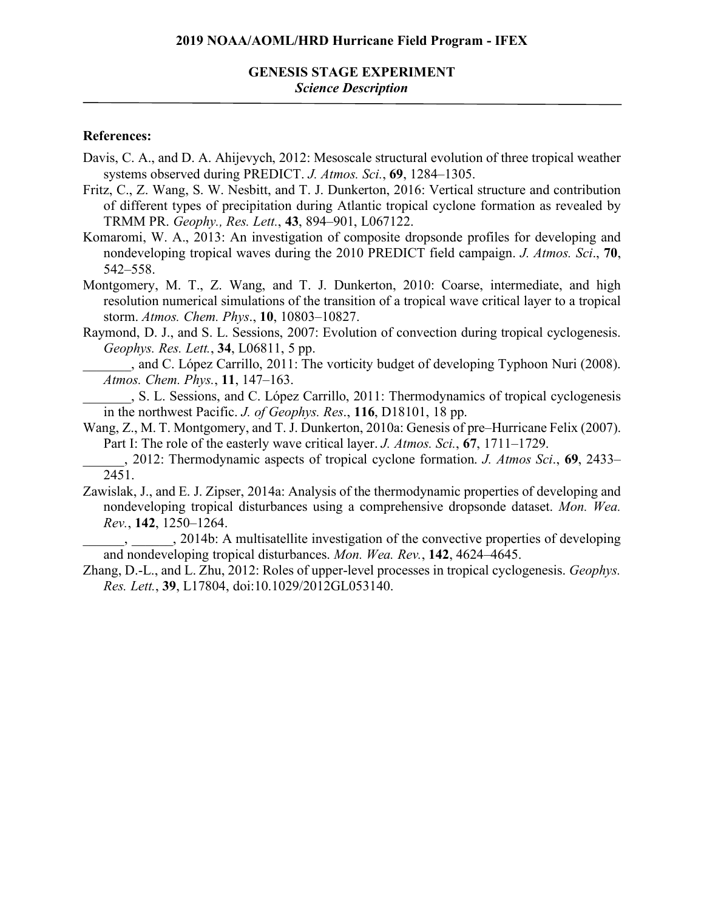**References:**

Davis, C. A., and D. A. Ahijevych, 2012: Mesoscale structural evolution of three tropical weather systems observed during PREDICT. *J. Atmos. Sci.*, **69**, 1284–1305.

Fritz, C., Z. Wang, S. W. Nesbitt, and T. J. Dunkerton, 2016: Vertical structure and contribution of different types of precipitation during Atlantic tropical cyclone formation as revealed by TRMM PR. *Geophy., Res. Lett.*, **43**, 894–901, L067122.

Komaromi, W. A., 2013: An investigation of composite dropsonde profiles for developing and nondeveloping tropical waves during the 2010 PREDICT field campaign. *J. Atmos. Sci*., **70**, 542–558.

Montgomery, M. T., Z. Wang, and T. J. Dunkerton, 2010: Coarse, intermediate, and high resolution numerical simulations of the transition of a tropical wave critical layer to a tropical storm. *Atmos. Chem. Phys*., **10**, 10803–10827.

Raymond, D. J., and S. L. Sessions, 2007: Evolution of convection during tropical cyclogenesis. *Geophys. Res. Lett.*, **34**, L06811, 5 pp.

_______, and C. López Carrillo, 2011: The vorticity budget of developing Typhoon Nuri (2008). *Atmos. Chem. Phys.*, **11**, 147–163.

_______, S. L. Sessions, and C. López Carrillo, 2011: Thermodynamics of tropical cyclogenesis in the northwest Pacific. *J. of Geophys. Res*., **116**, D18101, 18 pp.

Wang, Z., M. T. Montgomery, and T. J. Dunkerton, 2010a: Genesis of pre–Hurricane Felix (2007). Part I: The role of the easterly wave critical layer. *J. Atmos. Sci.*, **67**, 1711–1729.

______, 2012: Thermodynamic aspects of tropical cyclone formation. *J. Atmos Sci*., **69**, 2433–2451.

Zawislak, J., and E. J. Zipser, 2014a: Analysis of the thermodynamic properties of developing and nondeveloping tropical disturbances using a comprehensive dropsonde dataset. *Mon. Wea. Rev.*, **142**, 1250–1264.

______, ______, 2014b: A multisatellite investigation of the convective properties of developing and nondeveloping tropical disturbances. *Mon. Wea. Rev.*, **142**, 4624–4645.

Zhang, D.-L., and L. Zhu, 2012: Roles of upper-level processes in tropical cyclogenesis. *Geophys. Res. Lett.*, **39**, L17804, doi:10.1029/2012GL053140.